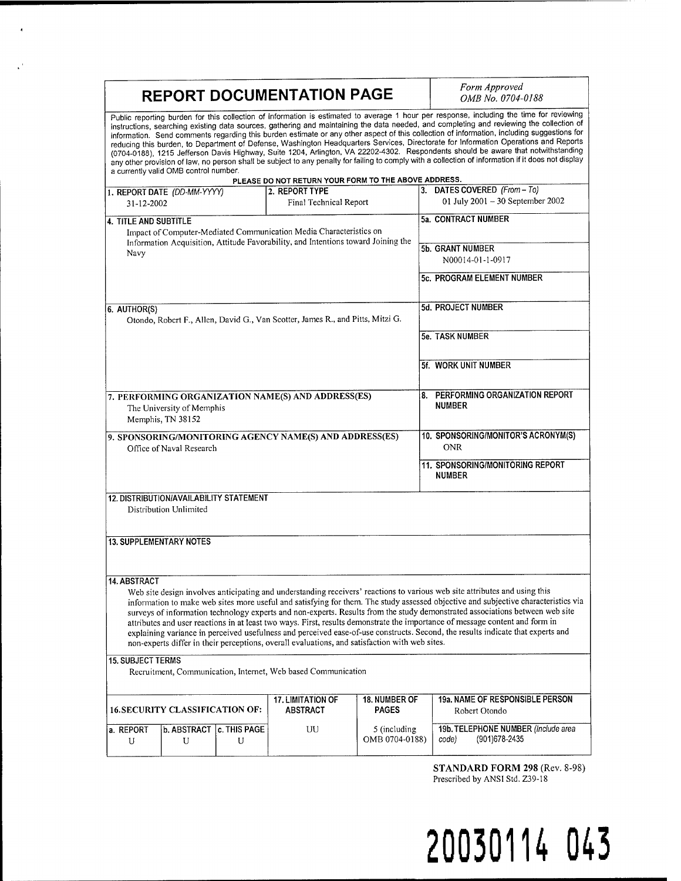# REPORT DOCUMENTATION PAGE

*Form Approved*
*OMB No. 0704-0188*

Public reporting burden for this collection of information is estimated to average 1 hour per response, including the time for reviewing instructions, searching existing data sources, gathering and maintaining the data needed, and completing and reviewing the collection of information. Send comments regarding this burden estimate or any other aspect of this collection of information, including suggestions for reducing this burden, to Department of Defense, Washington Headquarters Services, Directorate for Information Operations and Reports (0704-0188), 1215 Jefferson Davis Highway, Suite 1204, Arlington, VA 22202-4302. Respondents should be aware that notwithstanding any other provision of law, no person shall be subject to any penalty for failing to comply with a collection of information if it does not display a currently valid OMB control number.

**PLEASE DO NOT RETURN YOUR FORM TO THE ABOVE ADDRESS.**

| 1. REPORT DATE *(DD-MM-YYYY)* | 2. REPORT TYPE | 3. DATES COVERED *(From – To)* |
|---|---|---|
| 31-12-2002 | Final Technical Report | 01 July 2001 – 30 September 2002 |

**4. TITLE AND SUBTITLE**
Impact of Computer-Mediated Communication Media Characteristics on Information Acquisition, Attitude Favorability, and Intentions toward Joining the Navy

**5a. CONTRACT NUMBER**

**5b. GRANT NUMBER**
N00014-01-1-0917

**5c. PROGRAM ELEMENT NUMBER**

**6. AUTHOR(S)**
Otondo, Robert F., Allen, David G., Van Scotter, James R., and Pitts, Mitzi G.

**5d. PROJECT NUMBER**

**5e. TASK NUMBER**

**5f. WORK UNIT NUMBER**

**7. PERFORMING ORGANIZATION NAME(S) AND ADDRESS(ES)**
The University of Memphis
Memphis, TN 38152

**8. PERFORMING ORGANIZATION REPORT NUMBER**

**9. SPONSORING/MONITORING AGENCY NAME(S) AND ADDRESS(ES)**
Office of Naval Research

**10. SPONSORING/MONITOR'S ACRONYM(S)**
ONR

**11. SPONSORING/MONITORING REPORT NUMBER**

**12. DISTRIBUTION/AVAILABILITY STATEMENT**
Distribution Unlimited

**13. SUPPLEMENTARY NOTES**

**14. ABSTRACT**
Web site design involves anticipating and understanding receivers' reactions to various web site attributes and using this information to make web sites more useful and satisfying for them. The study assessed objective and subjective characteristics via surveys of information technology experts and non-experts. Results from the study demonstrated associations between web site attributes and user reactions in at least two ways. First, results demonstrate the importance of message content and form in explaining variance in perceived usefulness and perceived ease-of-use constructs. Second, the results indicate that experts and non-experts differ in their perceptions, overall evaluations, and satisfaction with web sites.

**15. SUBJECT TERMS**
Recruitment, Communication, Internet, Web based Communication

| 16. SECURITY CLASSIFICATION OF: | | | 17. LIMITATION OF ABSTRACT | 18. NUMBER OF PAGES | 19a. NAME OF RESPONSIBLE PERSON |
|---|---|---|---|---|---|
| a. REPORT | b. ABSTRACT | c. THIS PAGE | | | Robert Otondo |
| U | U | U | UU | 5 (including OMB 0704-0188) | 19b. TELEPHONE NUMBER *(Include area code)* (901)678-2435 |

**STANDARD FORM 298** (Rev. 8-98)
Prescribed by ANSI Std. Z39-18

**20030114 043**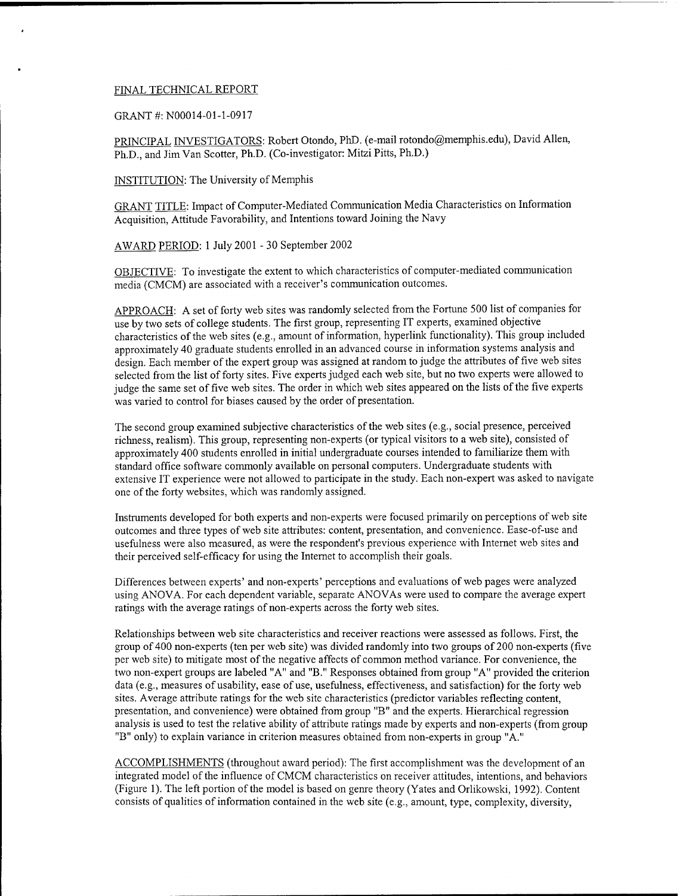FINAL TECHNICAL REPORT

GRANT #: N00014-01-1-0917

PRINCIPAL INVESTIGATORS: Robert Otondo, PhD. (e-mail rotondo@memphis.edu), David Allen, Ph.D., and Jim Van Scotter, Ph.D. (Co-investigator: Mitzi Pitts, Ph.D.)

INSTITUTION: The University of Memphis

GRANT TITLE: Impact of Computer-Mediated Communication Media Characteristics on Information Acquisition, Attitude Favorability, and Intentions toward Joining the Navy

AWARD PERIOD: 1 July 2001 - 30 September 2002

OBJECTIVE: To investigate the extent to which characteristics of computer-mediated communication media (CMCM) are associated with a receiver's communication outcomes.

APPROACH: A set of forty web sites was randomly selected from the Fortune 500 list of companies for use by two sets of college students. The first group, representing IT experts, examined objective characteristics of the web sites (e.g., amount of information, hyperlink functionality). This group included approximately 40 graduate students enrolled in an advanced course in information systems analysis and design. Each member of the expert group was assigned at random to judge the attributes of five web sites selected from the list of forty sites. Five experts judged each web site, but no two experts were allowed to judge the same set of five web sites. The order in which web sites appeared on the lists of the five experts was varied to control for biases caused by the order of presentation.

The second group examined subjective characteristics of the web sites (e.g., social presence, perceived richness, realism). This group, representing non-experts (or typical visitors to a web site), consisted of approximately 400 students enrolled in initial undergraduate courses intended to familiarize them with standard office software commonly available on personal computers. Undergraduate students with extensive IT experience were not allowed to participate in the study. Each non-expert was asked to navigate one of the forty websites, which was randomly assigned.

Instruments developed for both experts and non-experts were focused primarily on perceptions of web site outcomes and three types of web site attributes: content, presentation, and convenience. Ease-of-use and usefulness were also measured, as were the respondent's previous experience with Internet web sites and their perceived self-efficacy for using the Internet to accomplish their goals.

Differences between experts' and non-experts' perceptions and evaluations of web pages were analyzed using ANOVA. For each dependent variable, separate ANOVAs were used to compare the average expert ratings with the average ratings of non-experts across the forty web sites.

Relationships between web site characteristics and receiver reactions were assessed as follows. First, the group of 400 non-experts (ten per web site) was divided randomly into two groups of 200 non-experts (five per web site) to mitigate most of the negative affects of common method variance. For convenience, the two non-expert groups are labeled "A" and "B." Responses obtained from group "A" provided the criterion data (e.g., measures of usability, ease of use, usefulness, effectiveness, and satisfaction) for the forty web sites. Average attribute ratings for the web site characteristics (predictor variables reflecting content, presentation, and convenience) were obtained from group "B" and the experts. Hierarchical regression analysis is used to test the relative ability of attribute ratings made by experts and non-experts (from group "B" only) to explain variance in criterion measures obtained from non-experts in group "A."

ACCOMPLISHMENTS (throughout award period): The first accomplishment was the development of an integrated model of the influence of CMCM characteristics on receiver attitudes, intentions, and behaviors (Figure 1). The left portion of the model is based on genre theory (Yates and Orlikowski, 1992). Content consists of qualities of information contained in the web site (e.g., amount, type, complexity, diversity,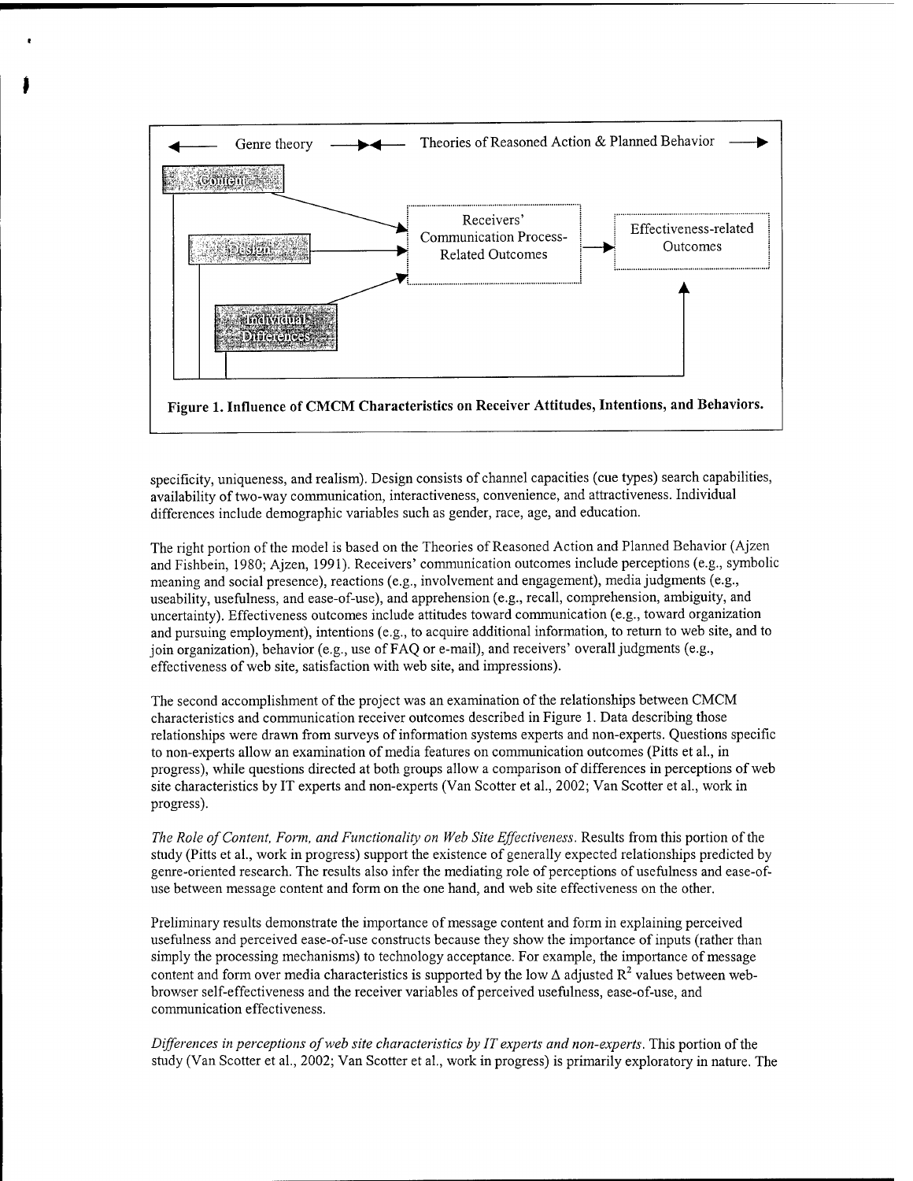Genre theory ↔ Theories of Reasoned Action & Planned Behavior

Content → Receivers' Communication Process-Related Outcomes → Effectiveness-related Outcomes

Design → Receivers' Communication Process-Related Outcomes

Individual Differences → Receivers' Communication Process-Related Outcomes

**Figure 1. Influence of CMCM Characteristics on Receiver Attitudes, Intentions, and Behaviors.**

specificity, uniqueness, and realism). Design consists of channel capacities (cue types) search capabilities, availability of two-way communication, interactiveness, convenience, and attractiveness. Individual differences include demographic variables such as gender, race, age, and education.

The right portion of the model is based on the Theories of Reasoned Action and Planned Behavior (Ajzen and Fishbein, 1980; Ajzen, 1991). Receivers' communication outcomes include perceptions (e.g., symbolic meaning and social presence), reactions (e.g., involvement and engagement), media judgments (e.g., useability, usefulness, and ease-of-use), and apprehension (e.g., recall, comprehension, ambiguity, and uncertainty). Effectiveness outcomes include attitudes toward communication (e.g., toward organization and pursuing employment), intentions (e.g., to acquire additional information, to return to web site, and to join organization), behavior (e.g., use of FAQ or e-mail), and receivers' overall judgments (e.g., effectiveness of web site, satisfaction with web site, and impressions).

The second accomplishment of the project was an examination of the relationships between CMCM characteristics and communication receiver outcomes described in Figure 1. Data describing those relationships were drawn from surveys of information systems experts and non-experts. Questions specific to non-experts allow an examination of media features on communication outcomes (Pitts et al., in progress), while questions directed at both groups allow a comparison of differences in perceptions of web site characteristics by IT experts and non-experts (Van Scotter et al., 2002; Van Scotter et al., work in progress).

*The Role of Content, Form, and Functionality on Web Site Effectiveness.* Results from this portion of the study (Pitts et al., work in progress) support the existence of generally expected relationships predicted by genre-oriented research. The results also infer the mediating role of perceptions of usefulness and ease-of-use between message content and form on the one hand, and web site effectiveness on the other.

Preliminary results demonstrate the importance of message content and form in explaining perceived usefulness and perceived ease-of-use constructs because they show the importance of inputs (rather than simply the processing mechanisms) to technology acceptance. For example, the importance of message content and form over media characteristics is supported by the low $\Delta$ adjusted $R^2$ values between web-browser self-effectiveness and the receiver variables of perceived usefulness, ease-of-use, and communication effectiveness.

*Differences in perceptions of web site characteristics by IT experts and non-experts.* This portion of the study (Van Scotter et al., 2002; Van Scotter et al., work in progress) is primarily exploratory in nature. The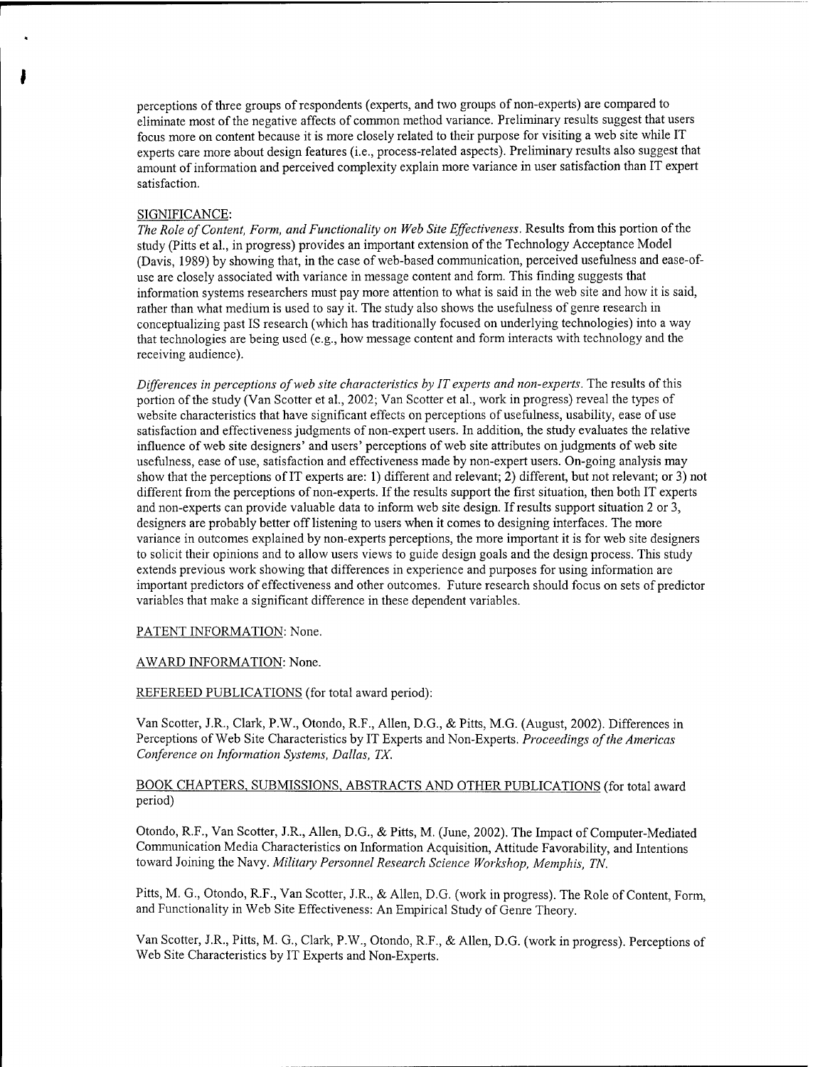perceptions of three groups of respondents (experts, and two groups of non-experts) are compared to eliminate most of the negative affects of common method variance. Preliminary results suggest that users focus more on content because it is more closely related to their purpose for visiting a web site while IT experts care more about design features (i.e., process-related aspects). Preliminary results also suggest that amount of information and perceived complexity explain more variance in user satisfaction than IT expert satisfaction.

SIGNIFICANCE:

*The Role of Content, Form, and Functionality on Web Site Effectiveness.* Results from this portion of the study (Pitts et al., in progress) provides an important extension of the Technology Acceptance Model (Davis, 1989) by showing that, in the case of web-based communication, perceived usefulness and ease-of-use are closely associated with variance in message content and form. This finding suggests that information systems researchers must pay more attention to what is said in the web site and how it is said, rather than what medium is used to say it. The study also shows the usefulness of genre research in conceptualizing past IS research (which has traditionally focused on underlying technologies) into a way that technologies are being used (e.g., how message content and form interacts with technology and the receiving audience).

*Differences in perceptions of web site characteristics by IT experts and non-experts.* The results of this portion of the study (Van Scotter et al., 2002; Van Scotter et al., work in progress) reveal the types of website characteristics that have significant effects on perceptions of usefulness, usability, ease of use satisfaction and effectiveness judgments of non-expert users. In addition, the study evaluates the relative influence of web site designers' and users' perceptions of web site attributes on judgments of web site usefulness, ease of use, satisfaction and effectiveness made by non-expert users. On-going analysis may show that the perceptions of IT experts are: 1) different and relevant; 2) different, but not relevant; or 3) not different from the perceptions of non-experts. If the results support the first situation, then both IT experts and non-experts can provide valuable data to inform web site design. If results support situation 2 or 3, designers are probably better off listening to users when it comes to designing interfaces. The more variance in outcomes explained by non-experts perceptions, the more important it is for web site designers to solicit their opinions and to allow users views to guide design goals and the design process. This study extends previous work showing that differences in experience and purposes for using information are important predictors of effectiveness and other outcomes. Future research should focus on sets of predictor variables that make a significant difference in these dependent variables.

PATENT INFORMATION: None.

AWARD INFORMATION: None.

REFEREED PUBLICATIONS (for total award period):

Van Scotter, J.R., Clark, P.W., Otondo, R.F., Allen, D.G., & Pitts, M.G. (August, 2002). Differences in Perceptions of Web Site Characteristics by IT Experts and Non-Experts. *Proceedings of the Americas Conference on Information Systems, Dallas, TX.*

BOOK CHAPTERS, SUBMISSIONS, ABSTRACTS AND OTHER PUBLICATIONS (for total award period)

Otondo, R.F., Van Scotter, J.R., Allen, D.G., & Pitts, M. (June, 2002). The Impact of Computer-Mediated Communication Media Characteristics on Information Acquisition, Attitude Favorability, and Intentions toward Joining the Navy. *Military Personnel Research Science Workshop, Memphis, TN.*

Pitts, M. G., Otondo, R.F., Van Scotter, J.R., & Allen, D.G. (work in progress). The Role of Content, Form, and Functionality in Web Site Effectiveness: An Empirical Study of Genre Theory.

Van Scotter, J.R., Pitts, M. G., Clark, P.W., Otondo, R.F., & Allen, D.G. (work in progress). Perceptions of Web Site Characteristics by IT Experts and Non-Experts.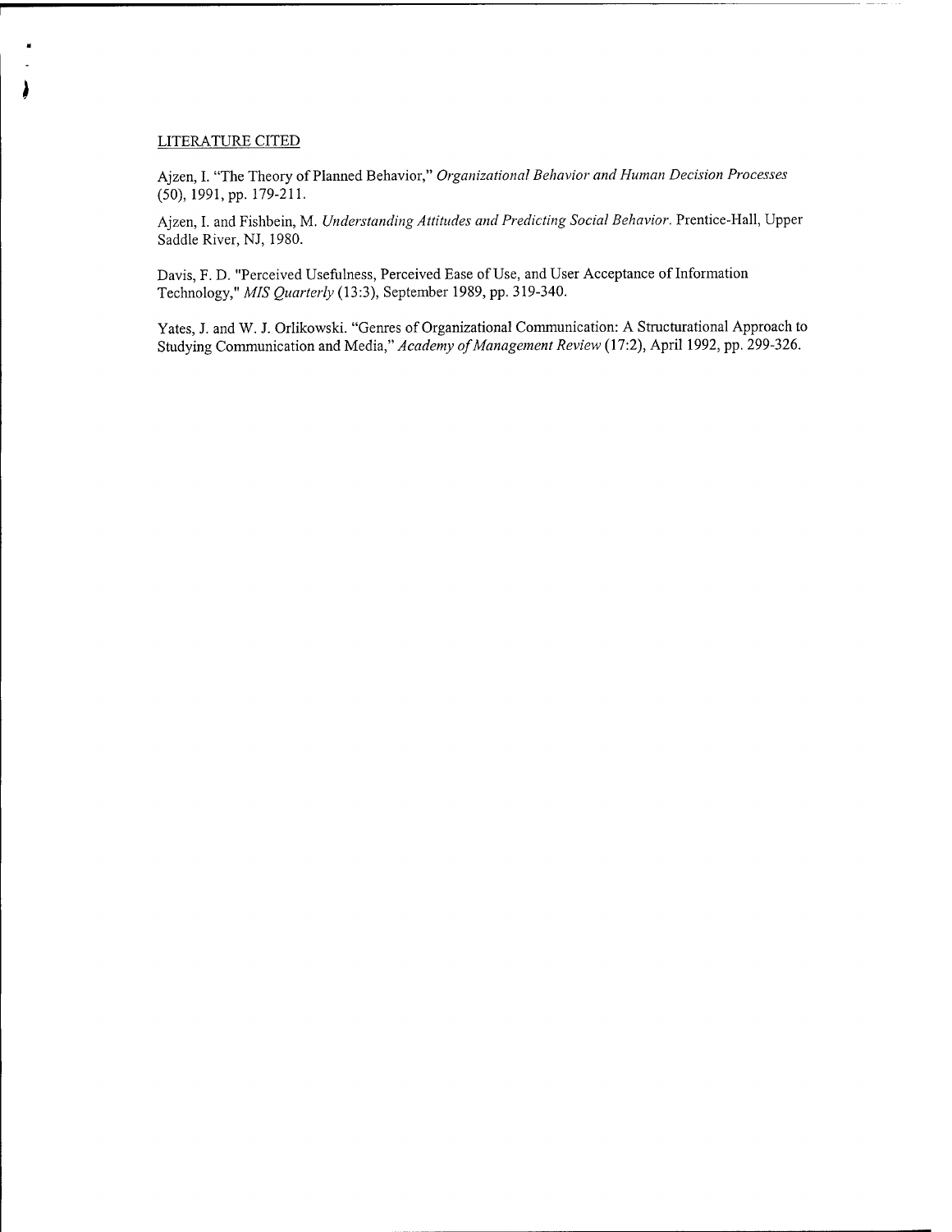## LITERATURE CITED

Ajzen, I. "The Theory of Planned Behavior," *Organizational Behavior and Human Decision Processes* (50), 1991, pp. 179-211.

Ajzen, I. and Fishbein, M. *Understanding Attitudes and Predicting Social Behavior*. Prentice-Hall, Upper Saddle River, NJ, 1980.

Davis, F. D. "Perceived Usefulness, Perceived Ease of Use, and User Acceptance of Information Technology," *MIS Quarterly* (13:3), September 1989, pp. 319-340.

Yates, J. and W. J. Orlikowski. "Genres of Organizational Communication: A Structurational Approach to Studying Communication and Media," *Academy of Management Review* (17:2), April 1992, pp. 299-326.